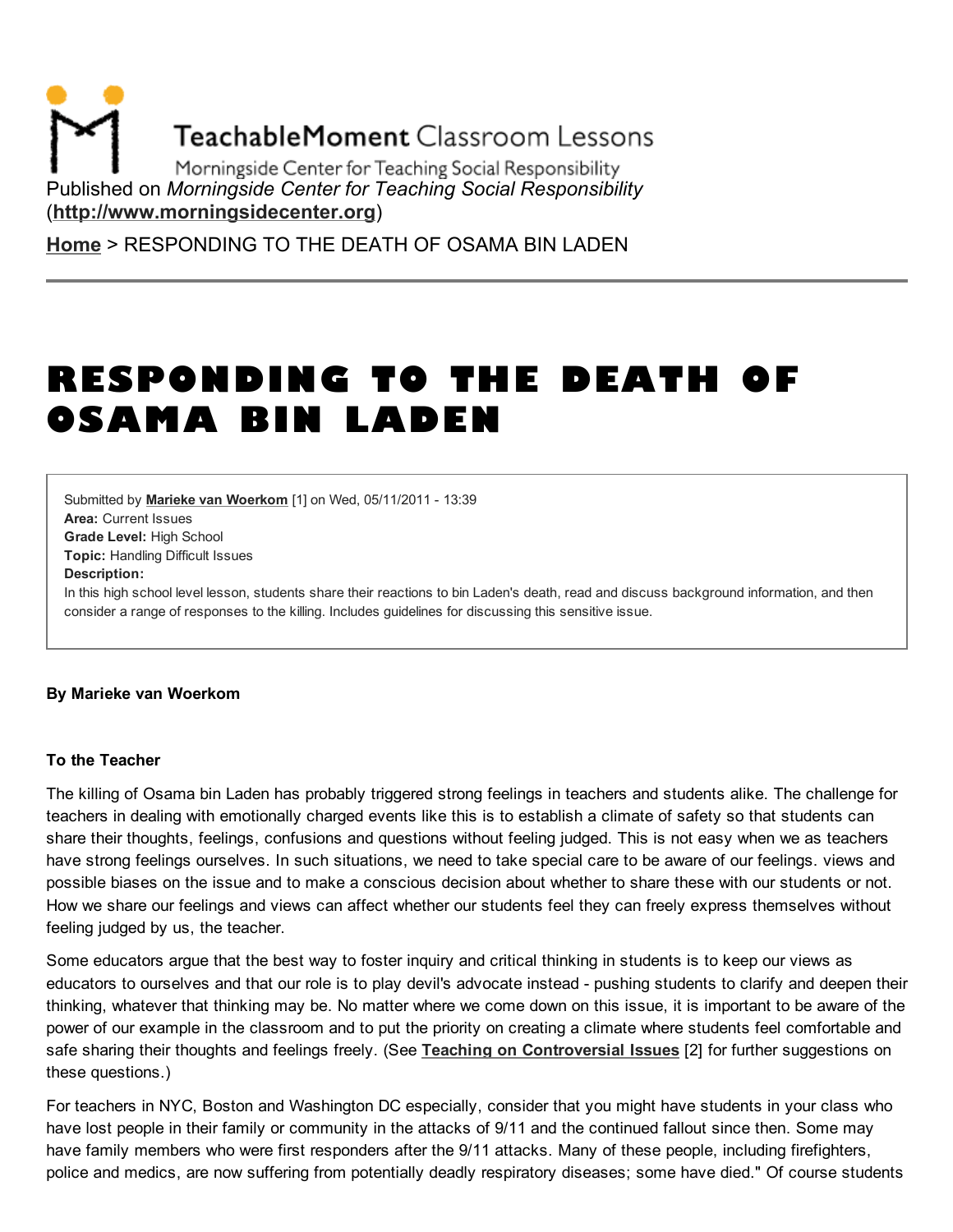TeachableMoment Classroom Lessons

Morningside Center for Teaching Social Responsibility

Published on *Morningside Center for Teaching Social Responsibility* (**http://www.morningsidecenter.org**)

**Home** > RESPONDING TO THE DEATH OF OSAMA BIN LADEN

# RESPONDING TO THE DEATH OF OSAMA BIN LADEN

Submitted by **Marieke van Woerkom** [1] on Wed, 05/11/2011 - 13:39
**Area:** Current Issues
**Grade Level:** High School
**Topic:** Handling Difficult Issues
**Description:**
In this high school level lesson, students share their reactions to bin Laden's death, read and discuss background information, and then consider a range of responses to the killing. Includes guidelines for discussing this sensitive issue.

**By Marieke van Woerkom**

**To the Teacher**

The killing of Osama bin Laden has probably triggered strong feelings in teachers and students alike. The challenge for teachers in dealing with emotionally charged events like this is to establish a climate of safety so that students can share their thoughts, feelings, confusions and questions without feeling judged. This is not easy when we as teachers have strong feelings ourselves. In such situations, we need to take special care to be aware of our feelings. views and possible biases on the issue and to make a conscious decision about whether to share these with our students or not. How we share our feelings and views can affect whether our students feel they can freely express themselves without feeling judged by us, the teacher.

Some educators argue that the best way to foster inquiry and critical thinking in students is to keep our views as educators to ourselves and that our role is to play devil's advocate instead - pushing students to clarify and deepen their thinking, whatever that thinking may be. No matter where we come down on this issue, it is important to be aware of the power of our example in the classroom and to put the priority on creating a climate where students feel comfortable and safe sharing their thoughts and feelings freely. (See **Teaching on Controversial Issues** [2] for further suggestions on these questions.)

For teachers in NYC, Boston and Washington DC especially, consider that you might have students in your class who have lost people in their family or community in the attacks of 9/11 and the continued fallout since then. Some may have family members who were first responders after the 9/11 attacks. Many of these people, including firefighters, police and medics, are now suffering from potentially deadly respiratory diseases; some have died." Of course students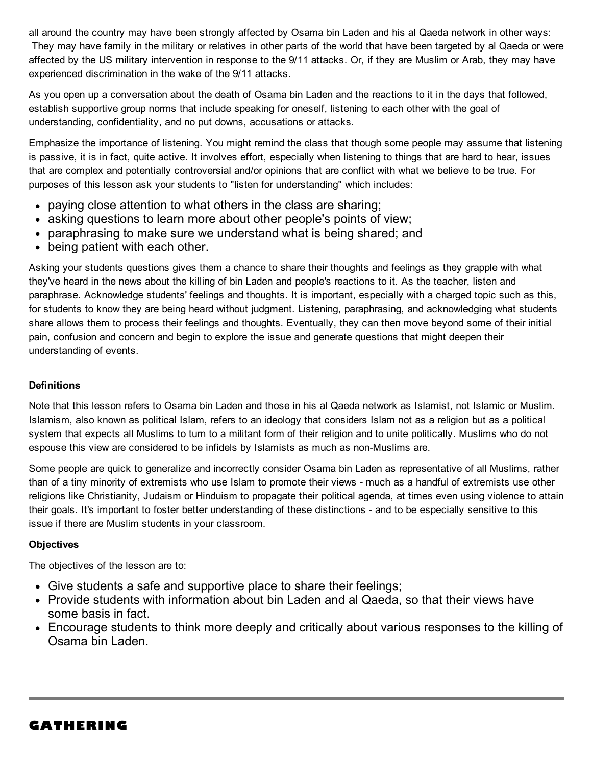all around the country may have been strongly affected by Osama bin Laden and his al Qaeda network in other ways: They may have family in the military or relatives in other parts of the world that have been targeted by al Qaeda or were affected by the US military intervention in response to the 9/11 attacks. Or, if they are Muslim or Arab, they may have experienced discrimination in the wake of the 9/11 attacks.

As you open up a conversation about the death of Osama bin Laden and the reactions to it in the days that followed, establish supportive group norms that include speaking for oneself, listening to each other with the goal of understanding, confidentiality, and no put downs, accusations or attacks.

Emphasize the importance of listening. You might remind the class that though some people may assume that listening is passive, it is in fact, quite active. It involves effort, especially when listening to things that are hard to hear, issues that are complex and potentially controversial and/or opinions that are conflict with what we believe to be true. For purposes of this lesson ask your students to "listen for understanding" which includes:

- paying close attention to what others in the class are sharing;
- asking questions to learn more about other people's points of view;
- paraphrasing to make sure we understand what is being shared; and
- being patient with each other.

Asking your students questions gives them a chance to share their thoughts and feelings as they grapple with what they've heard in the news about the killing of bin Laden and people's reactions to it. As the teacher, listen and paraphrase. Acknowledge students' feelings and thoughts. It is important, especially with a charged topic such as this, for students to know they are being heard without judgment. Listening, paraphrasing, and acknowledging what students share allows them to process their feelings and thoughts. Eventually, they can then move beyond some of their initial pain, confusion and concern and begin to explore the issue and generate questions that might deepen their understanding of events.

**Definitions**

Note that this lesson refers to Osama bin Laden and those in his al Qaeda network as Islamist, not Islamic or Muslim. Islamism, also known as political Islam, refers to an ideology that considers Islam not as a religion but as a political system that expects all Muslims to turn to a militant form of their religion and to unite politically. Muslims who do not espouse this view are considered to be infidels by Islamists as much as non-Muslims are.

Some people are quick to generalize and incorrectly consider Osama bin Laden as representative of all Muslims, rather than of a tiny minority of extremists who use Islam to promote their views - much as a handful of extremists use other religions like Christianity, Judaism or Hinduism to propagate their political agenda, at times even using violence to attain their goals. It's important to foster better understanding of these distinctions - and to be especially sensitive to this issue if there are Muslim students in your classroom.

**Objectives**

The objectives of the lesson are to:

- Give students a safe and supportive place to share their feelings;
- Provide students with information about bin Laden and al Qaeda, so that their views have some basis in fact.
- Encourage students to think more deeply and critically about various responses to the killing of Osama bin Laden.

## GATHERING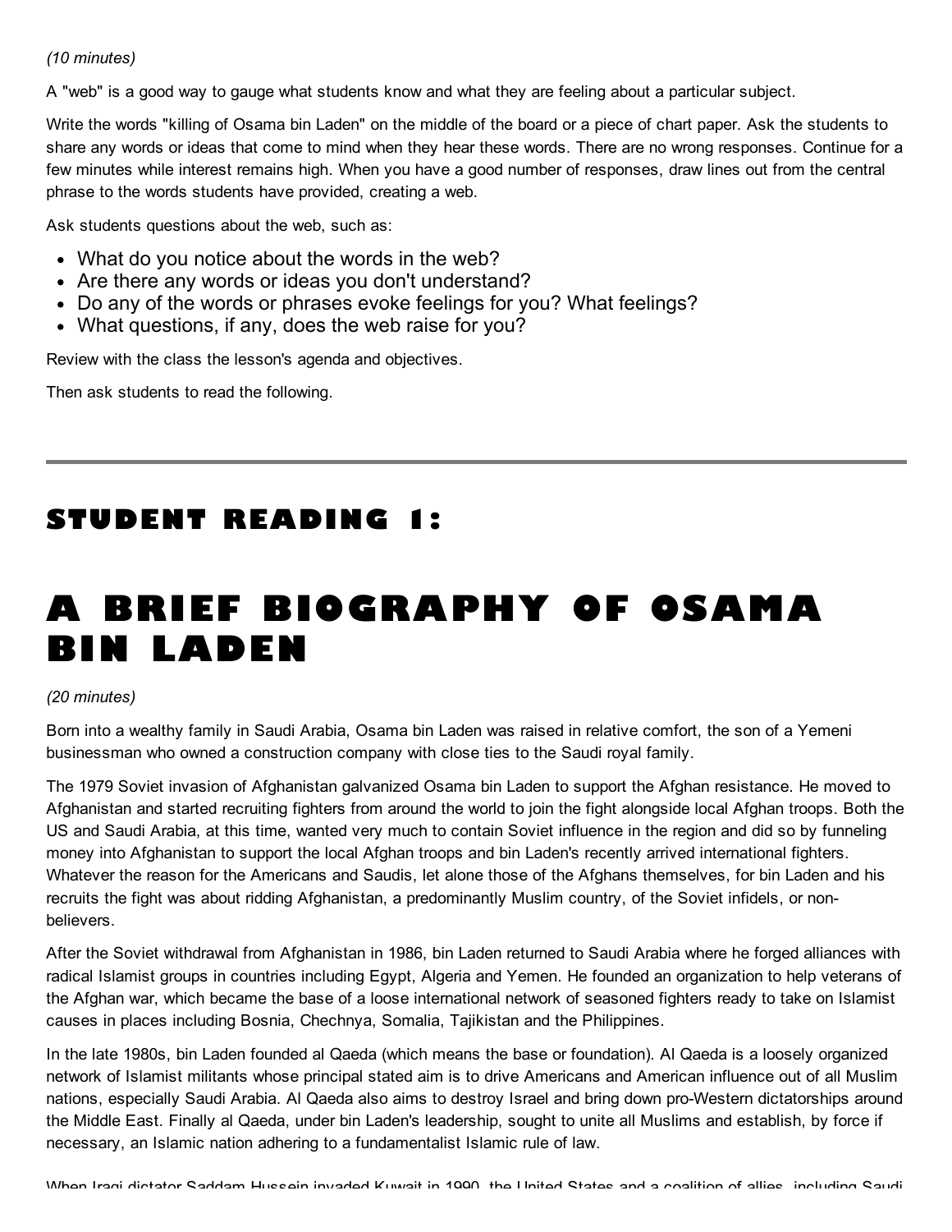*(10 minutes)*

A "web" is a good way to gauge what students know and what they are feeling about a particular subject.

Write the words "killing of Osama bin Laden" on the middle of the board or a piece of chart paper. Ask the students to share any words or ideas that come to mind when they hear these words. There are no wrong responses. Continue for a few minutes while interest remains high. When you have a good number of responses, draw lines out from the central phrase to the words students have provided, creating a web.

Ask students questions about the web, such as:

- What do you notice about the words in the web?
- Are there any words or ideas you don't understand?
- Do any of the words or phrases evoke feelings for you? What feelings?
- What questions, if any, does the web raise for you?

Review with the class the lesson's agenda and objectives.

Then ask students to read the following.

---

## STUDENT READING 1:

# A BRIEF BIOGRAPHY OF OSAMA BIN LADEN

*(20 minutes)*

Born into a wealthy family in Saudi Arabia, Osama bin Laden was raised in relative comfort, the son of a Yemeni businessman who owned a construction company with close ties to the Saudi royal family.

The 1979 Soviet invasion of Afghanistan galvanized Osama bin Laden to support the Afghan resistance. He moved to Afghanistan and started recruiting fighters from around the world to join the fight alongside local Afghan troops. Both the US and Saudi Arabia, at this time, wanted very much to contain Soviet influence in the region and did so by funneling money into Afghanistan to support the local Afghan troops and bin Laden's recently arrived international fighters. Whatever the reason for the Americans and Saudis, let alone those of the Afghans themselves, for bin Laden and his recruits the fight was about ridding Afghanistan, a predominantly Muslim country, of the Soviet infidels, or non-believers.

After the Soviet withdrawal from Afghanistan in 1986, bin Laden returned to Saudi Arabia where he forged alliances with radical Islamist groups in countries including Egypt, Algeria and Yemen. He founded an organization to help veterans of the Afghan war, which became the base of a loose international network of seasoned fighters ready to take on Islamist causes in places including Bosnia, Chechnya, Somalia, Tajikistan and the Philippines.

In the late 1980s, bin Laden founded al Qaeda (which means the base or foundation). Al Qaeda is a loosely organized network of Islamist militants whose principal stated aim is to drive Americans and American influence out of all Muslim nations, especially Saudi Arabia. Al Qaeda also aims to destroy Israel and bring down pro-Western dictatorships around the Middle East. Finally al Qaeda, under bin Laden's leadership, sought to unite all Muslims and establish, by force if necessary, an Islamic nation adhering to a fundamentalist Islamic rule of law.

When Iraqi dictator Saddam Hussein invaded Kuwait in 1990, the United States and a coalition of allies, including Saudi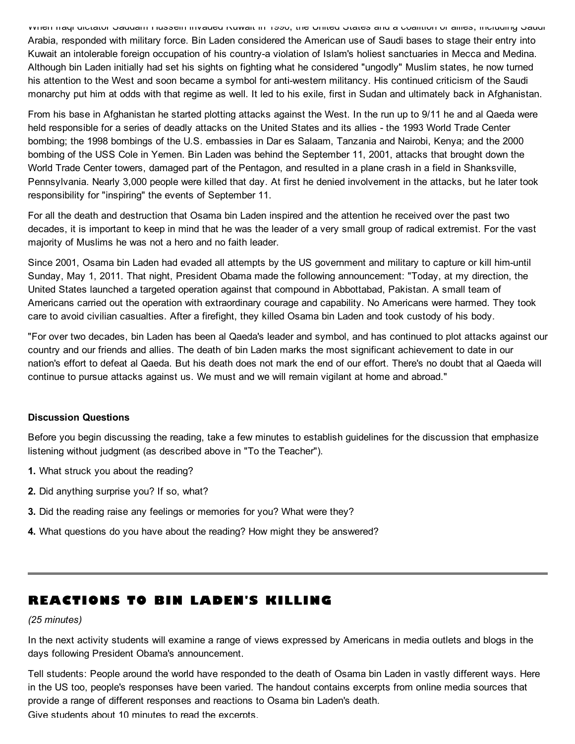When Iraqi dictator Saddam Hussein invaded Kuwait in 1990, the United States and a coalition of allies, including Saudi Arabia, responded with military force. Bin Laden considered the American use of Saudi bases to stage their entry into Kuwait an intolerable foreign occupation of his country-a violation of Islam's holiest sanctuaries in Mecca and Medina. Although bin Laden initially had set his sights on fighting what he considered "ungodly" Muslim states, he now turned his attention to the West and soon became a symbol for anti-western militancy. His continued criticism of the Saudi monarchy put him at odds with that regime as well. It led to his exile, first in Sudan and ultimately back in Afghanistan.

From his base in Afghanistan he started plotting attacks against the West. In the run up to 9/11 he and al Qaeda were held responsible for a series of deadly attacks on the United States and its allies - the 1993 World Trade Center bombing; the 1998 bombings of the U.S. embassies in Dar es Salaam, Tanzania and Nairobi, Kenya; and the 2000 bombing of the USS Cole in Yemen. Bin Laden was behind the September 11, 2001, attacks that brought down the World Trade Center towers, damaged part of the Pentagon, and resulted in a plane crash in a field in Shanksville, Pennsylvania. Nearly 3,000 people were killed that day. At first he denied involvement in the attacks, but he later took responsibility for "inspiring" the events of September 11.

For all the death and destruction that Osama bin Laden inspired and the attention he received over the past two decades, it is important to keep in mind that he was the leader of a very small group of radical extremist. For the vast majority of Muslims he was not a hero and no faith leader.

Since 2001, Osama bin Laden had evaded all attempts by the US government and military to capture or kill him-until Sunday, May 1, 2011. That night, President Obama made the following announcement: "Today, at my direction, the United States launched a targeted operation against that compound in Abbottabad, Pakistan. A small team of Americans carried out the operation with extraordinary courage and capability. No Americans were harmed. They took care to avoid civilian casualties. After a firefight, they killed Osama bin Laden and took custody of his body.

"For over two decades, bin Laden has been al Qaeda's leader and symbol, and has continued to plot attacks against our country and our friends and allies. The death of bin Laden marks the most significant achievement to date in our nation's effort to defeat al Qaeda. But his death does not mark the end of our effort. There's no doubt that al Qaeda will continue to pursue attacks against us. We must and we will remain vigilant at home and abroad."

**Discussion Questions**

Before you begin discussing the reading, take a few minutes to establish guidelines for the discussion that emphasize listening without judgment (as described above in "To the Teacher").

**1.** What struck you about the reading?

**2.** Did anything surprise you? If so, what?

**3.** Did the reading raise any feelings or memories for you? What were they?

**4.** What questions do you have about the reading? How might they be answered?

---

## REACTIONS TO BIN LADEN'S KILLING

*(25 minutes)*

In the next activity students will examine a range of views expressed by Americans in media outlets and blogs in the days following President Obama's announcement.

Tell students: People around the world have responded to the death of Osama bin Laden in vastly different ways. Here in the US too, people's responses have been varied. The handout contains excerpts from online media sources that provide a range of different responses and reactions to Osama bin Laden's death.

Give students about 10 minutes to read the excerpts.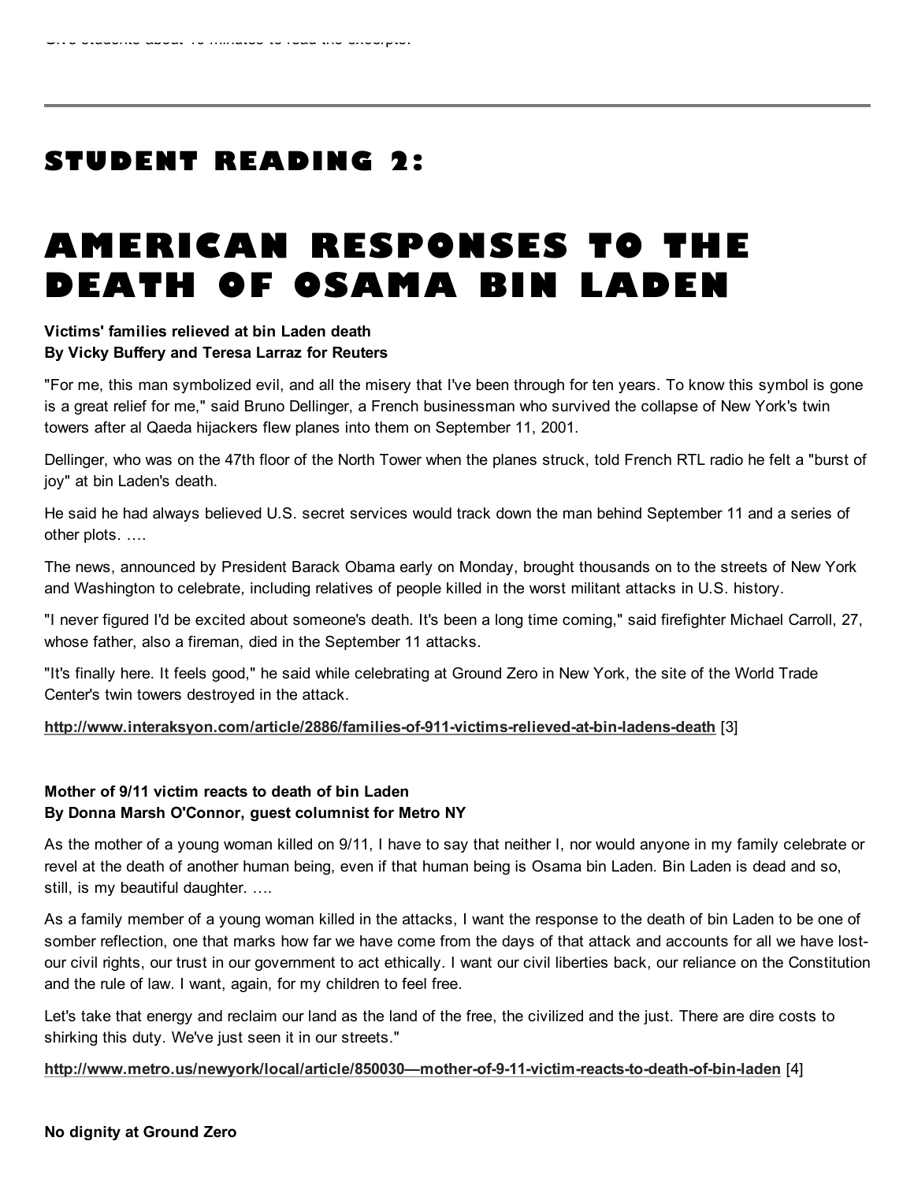## STUDENT READING 2:

# AMERICAN RESPONSES TO THE DEATH OF OSAMA BIN LADEN

**Victims' families relieved at bin Laden death**
**By Vicky Buffery and Teresa Larraz for Reuters**

"For me, this man symbolized evil, and all the misery that I've been through for ten years. To know this symbol is gone is a great relief for me," said Bruno Dellinger, a French businessman who survived the collapse of New York's twin towers after al Qaeda hijackers flew planes into them on September 11, 2001.

Dellinger, who was on the 47th floor of the North Tower when the planes struck, told French RTL radio he felt a "burst of joy" at bin Laden's death.

He said he had always believed U.S. secret services would track down the man behind September 11 and a series of other plots. ….

The news, announced by President Barack Obama early on Monday, brought thousands on to the streets of New York and Washington to celebrate, including relatives of people killed in the worst militant attacks in U.S. history.

"I never figured I'd be excited about someone's death. It's been a long time coming," said firefighter Michael Carroll, 27, whose father, also a fireman, died in the September 11 attacks.

"It's finally here. It feels good," he said while celebrating at Ground Zero in New York, the site of the World Trade Center's twin towers destroyed in the attack.

**http://www.interaksyon.com/article/2886/families-of-911-victims-relieved-at-bin-ladens-death** [3]

**Mother of 9/11 victim reacts to death of bin Laden**
**By Donna Marsh O'Connor, guest columnist for Metro NY**

As the mother of a young woman killed on 9/11, I have to say that neither I, nor would anyone in my family celebrate or revel at the death of another human being, even if that human being is Osama bin Laden. Bin Laden is dead and so, still, is my beautiful daughter. ….

As a family member of a young woman killed in the attacks, I want the response to the death of bin Laden to be one of somber reflection, one that marks how far we have come from the days of that attack and accounts for all we have lost-our civil rights, our trust in our government to act ethically. I want our civil liberties back, our reliance on the Constitution and the rule of law. I want, again, for my children to feel free.

Let's take that energy and reclaim our land as the land of the free, the civilized and the just. There are dire costs to shirking this duty. We've just seen it in our streets."

**http://www.metro.us/newyork/local/article/850030—mother-of-9-11-victim-reacts-to-death-of-bin-laden** [4]

**No dignity at Ground Zero**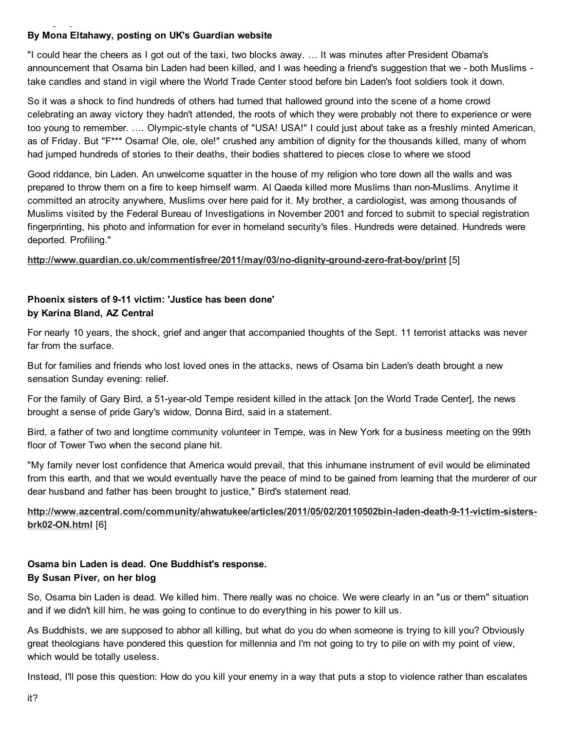**By Mona Eltahawy, posting on UK's Guardian website**

"I could hear the cheers as I got out of the taxi, two blocks away. … It was minutes after President Obama's announcement that Osama bin Laden had been killed, and I was heeding a friend's suggestion that we - both Muslims - take candles and stand in vigil where the World Trade Center stood before bin Laden's foot soldiers took it down.

So it was a shock to find hundreds of others had turned that hallowed ground into the scene of a home crowd celebrating an away victory they hadn't attended, the roots of which they were probably not there to experience or were too young to remember. …. Olympic-style chants of "USA! USA!" I could just about take as a freshly minted American, as of Friday. But "F*** Osama! Ole, ole, ole!" crushed any ambition of dignity for the thousands killed, many of whom had jumped hundreds of stories to their deaths, their bodies shattered to pieces close to where we stood

Good riddance, bin Laden. An unwelcome squatter in the house of my religion who tore down all the walls and was prepared to throw them on a fire to keep himself warm. Al Qaeda killed more Muslims than non-Muslims. Anytime it committed an atrocity anywhere, Muslims over here paid for it. My brother, a cardiologist, was among thousands of Muslims visited by the Federal Bureau of Investigations in November 2001 and forced to submit to special registration fingerprinting, his photo and information for ever in homeland security's files. Hundreds were detained. Hundreds were deported. Profiling."

**http://www.guardian.co.uk/commentisfree/2011/may/03/no-dignity-ground-zero-frat-boy/print** [5]

**Phoenix sisters of 9-11 victim: 'Justice has been done'**
**by Karina Bland, AZ Central**

For nearly 10 years, the shock, grief and anger that accompanied thoughts of the Sept. 11 terrorist attacks was never far from the surface.

But for families and friends who lost loved ones in the attacks, news of Osama bin Laden's death brought a new sensation Sunday evening: relief.

For the family of Gary Bird, a 51-year-old Tempe resident killed in the attack [on the World Trade Center], the news brought a sense of pride Gary's widow, Donna Bird, said in a statement.

Bird, a father of two and longtime community volunteer in Tempe, was in New York for a business meeting on the 99th floor of Tower Two when the second plane hit.

"My family never lost confidence that America would prevail, that this inhumane instrument of evil would be eliminated from this earth, and that we would eventually have the peace of mind to be gained from learning that the murderer of our dear husband and father has been brought to justice," Bird's statement read.

**http://www.azcentral.com/community/ahwatukee/articles/2011/05/02/20110502bin-laden-death-9-11-victim-sisters-brk02-ON.html** [6]

**Osama bin Laden is dead. One Buddhist's response.**
**By Susan Piver, on her blog**

So, Osama bin Laden is dead. We killed him. There really was no choice. We were clearly in an "us or them" situation and if we didn't kill him, he was going to continue to do everything in his power to kill us.

As Buddhists, we are supposed to abhor all killing, but what do you do when someone is trying to kill you? Obviously great theologians have pondered this question for millennia and I'm not going to try to pile on with my point of view, which would be totally useless.

Instead, I'll pose this question: How do you kill your enemy in a way that puts a stop to violence rather than escalates it?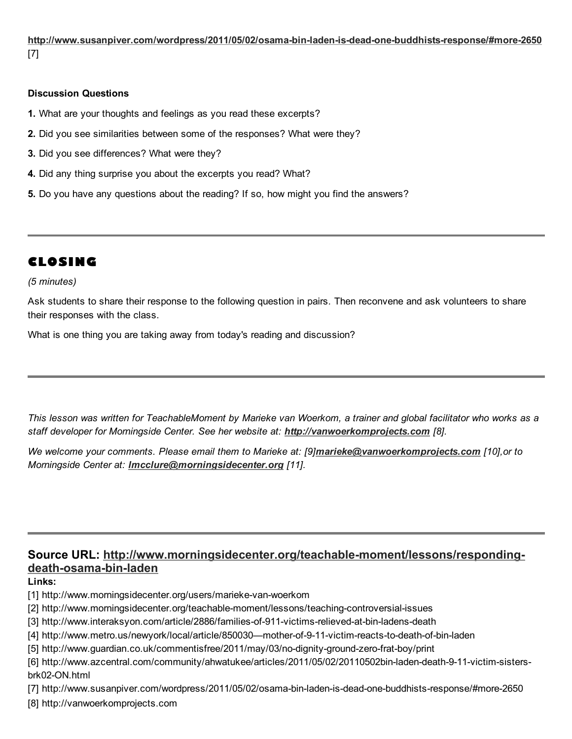**http://www.susanpiver.com/wordpress/2011/05/02/osama-bin-laden-is-dead-one-buddhists-response/#more-2650** [7]

**Discussion Questions**

**1.** What are your thoughts and feelings as you read these excerpts?

**2.** Did you see similarities between some of the responses? What were they?

**3.** Did you see differences? What were they?

**4.** Did any thing surprise you about the excerpts you read? What?

**5.** Do you have any questions about the reading? If so, how might you find the answers?

---

## CLOSING

*(5 minutes)*

Ask students to share their response to the following question in pairs. Then reconvene and ask volunteers to share their responses with the class.

What is one thing you are taking away from today's reading and discussion?

---

*This lesson was written for TeachableMoment by Marieke van Woerkom, a trainer and global facilitator who works as a staff developer for Morningside Center. See her website at: **http://vanwoerkomprojects.com** [8].*

*We welcome your comments. Please email them to Marieke at: [9]**marieke@vanwoerkomprojects.com** [10],or to Morningside Center at: **lmcclure@morningsidecenter.org** [11].*

---

## Source URL: http://www.morningsidecenter.org/teachable-moment/lessons/responding-death-osama-bin-laden

**Links:**

[1] http://www.morningsidecenter.org/users/marieke-van-woerkom
[2] http://www.morningsidecenter.org/teachable-moment/lessons/teaching-controversial-issues
[3] http://www.interaksyon.com/article/2886/families-of-911-victims-relieved-at-bin-ladens-death
[4] http://www.metro.us/newyork/local/article/850030—mother-of-9-11-victim-reacts-to-death-of-bin-laden
[5] http://www.guardian.co.uk/commentisfree/2011/may/03/no-dignity-ground-zero-frat-boy/print
[6] http://www.azcentral.com/community/ahwatukee/articles/2011/05/02/20110502bin-laden-death-9-11-victim-sisters-brk02-ON.html
[7] http://www.susanpiver.com/wordpress/2011/05/02/osama-bin-laden-is-dead-one-buddhists-response/#more-2650
[8] http://vanwoerkomprojects.com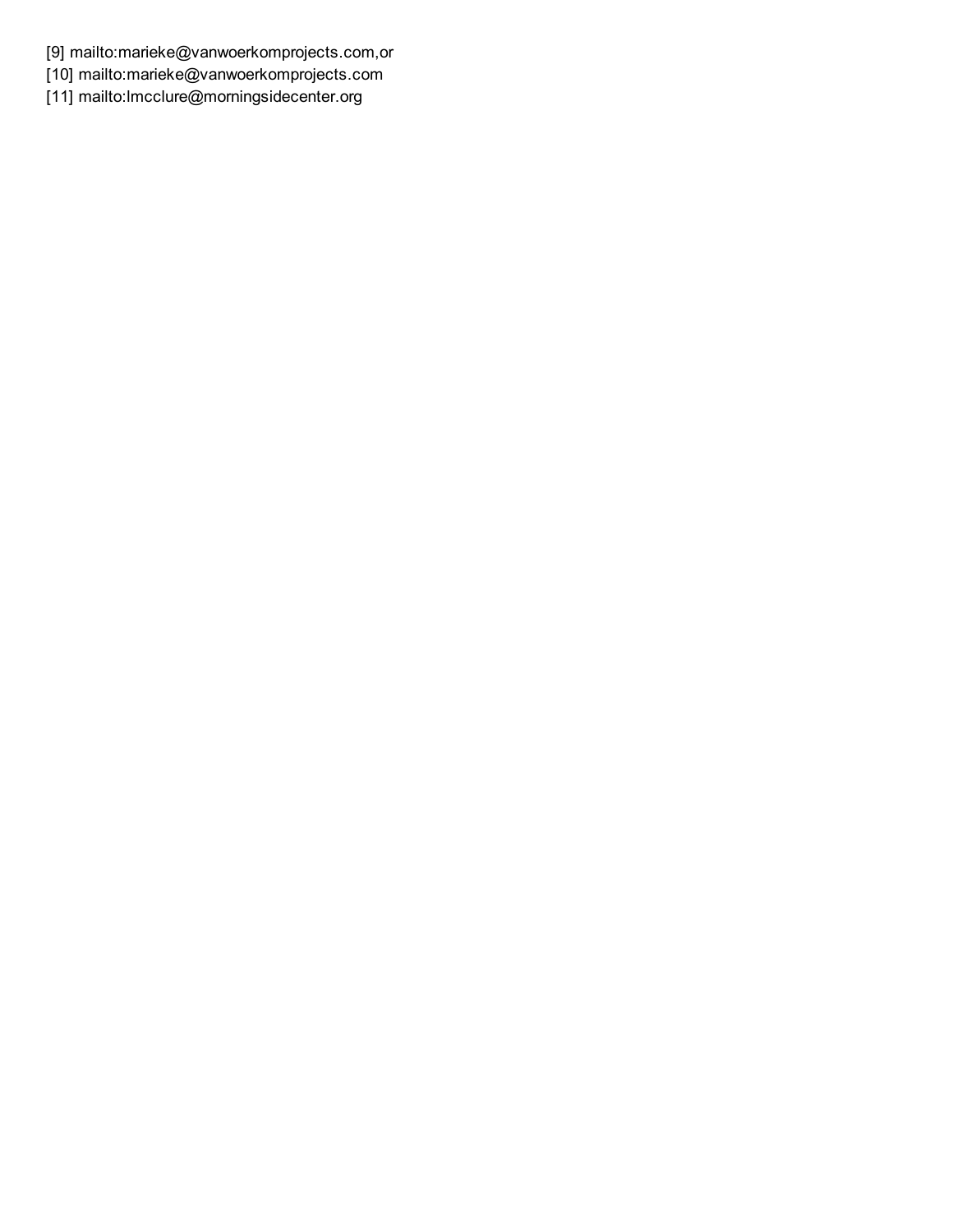[9] mailto:marieke@vanwoerkomprojects.com,or
[10] mailto:marieke@vanwoerkomprojects.com
[11] mailto:lmcclure@morningsidecenter.org